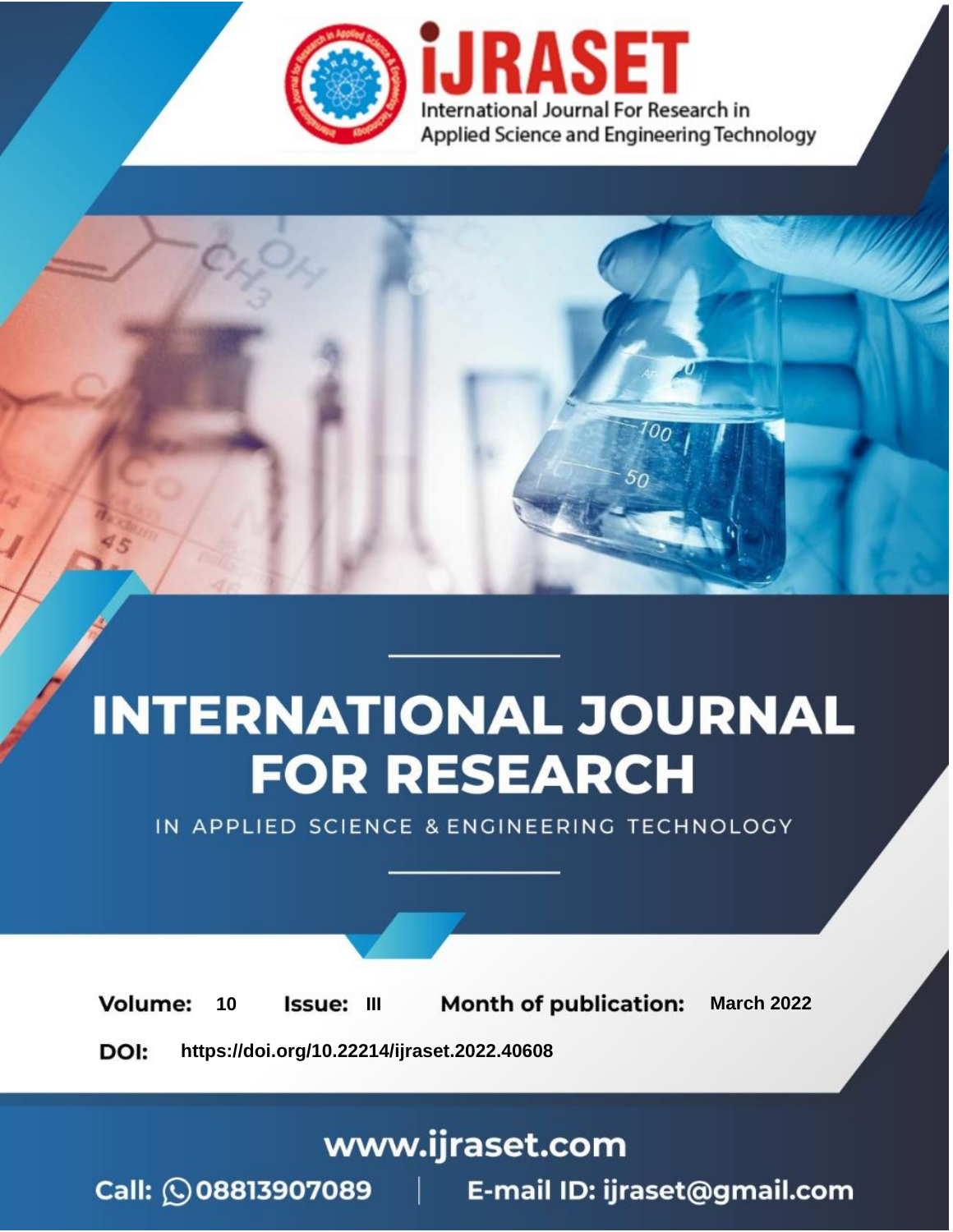iJRASET

International Journal For Research in Applied Science and Engineering Technology

# INTERNATIONAL JOURNAL FOR RESEARCH

IN APPLIED SCIENCE & ENGINEERING TECHNOLOGY

**Volume:** 10 **Issue:** III **Month of publication:** March 2022

**DOI:** https://doi.org/10.22214/ijraset.2022.40608

www.ijraset.com

Call: 08813907089 | E-mail ID: ijraset@gmail.com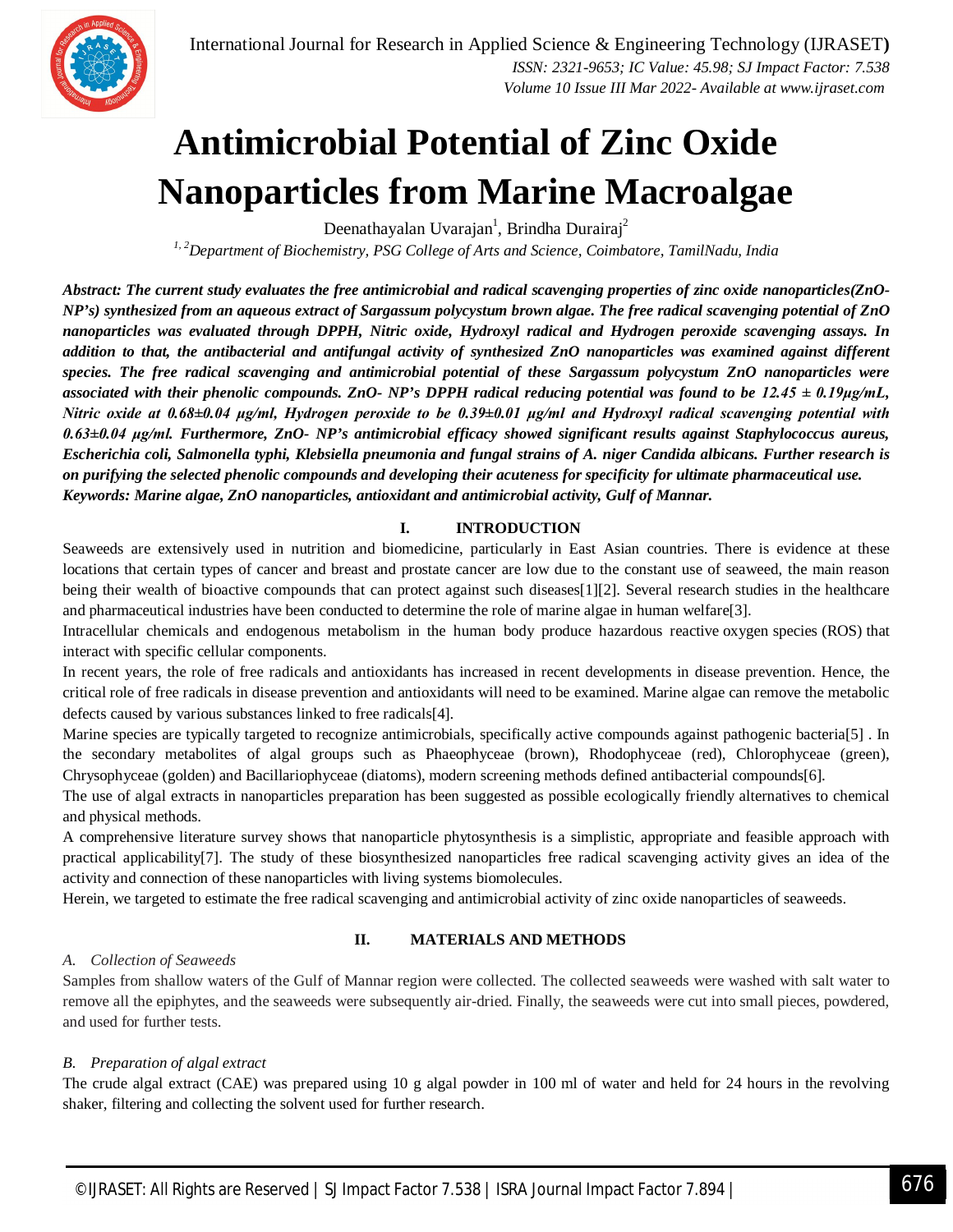# Antimicrobial Potential of Zinc Oxide Nanoparticles from Marine Macroalgae

Deenathayalan Uvarajan[1], Brindha Durairaj[2]

[1, 2]Department of Biochemistry, PSG College of Arts and Science, Coimbatore, TamilNadu, India

***Abstract:** The current study evaluates the free antimicrobial and radical scavenging properties of zinc oxide nanoparticles(ZnO-NP's) synthesized from an aqueous extract of Sargassum polycystum brown algae. The free radical scavenging potential of ZnO nanoparticles was evaluated through DPPH, Nitric oxide, Hydroxyl radical and Hydrogen peroxide scavenging assays. In addition to that, the antibacterial and antifungal activity of synthesized ZnO nanoparticles was examined against different species. The free radical scavenging and antimicrobial potential of these Sargassum polycystum ZnO nanoparticles were associated with their phenolic compounds. ZnO- NP's DPPH radical reducing potential was found to be 12.45 ± 0.19µg/mL, Nitric oxide at 0.68±0.04 µg/ml, Hydrogen peroxide to be 0.39±0.01 µg/ml and Hydroxyl radical scavenging potential with 0.63±0.04 µg/ml. Furthermore, ZnO- NP's antimicrobial efficacy showed significant results against Staphylococcus aureus, Escherichia coli, Salmonella typhi, Klebsiella pneumonia and fungal strains of A. niger Candida albicans. Further research is on purifying the selected phenolic compounds and developing their acuteness for specificity for ultimate pharmaceutical use.*

***Keywords:** Marine algae, ZnO nanoparticles, antioxidant and antimicrobial activity, Gulf of Mannar.*

## I. INTRODUCTION

Seaweeds are extensively used in nutrition and biomedicine, particularly in East Asian countries. There is evidence at these locations that certain types of cancer and breast and prostate cancer are low due to the constant use of seaweed, the main reason being their wealth of bioactive compounds that can protect against such diseases[1][2]. Several research studies in the healthcare and pharmaceutical industries have been conducted to determine the role of marine algae in human welfare[3].

Intracellular chemicals and endogenous metabolism in the human body produce hazardous reactive oxygen species (ROS) that interact with specific cellular components.

In recent years, the role of free radicals and antioxidants has increased in recent developments in disease prevention. Hence, the critical role of free radicals in disease prevention and antioxidants will need to be examined. Marine algae can remove the metabolic defects caused by various substances linked to free radicals[4].

Marine species are typically targeted to recognize antimicrobials, specifically active compounds against pathogenic bacteria[5] . In the secondary metabolites of algal groups such as Phaeophyceae (brown), Rhodophyceae (red), Chlorophyceae (green), Chrysophyceae (golden) and Bacillariophyceae (diatoms), modern screening methods defined antibacterial compounds[6].

The use of algal extracts in nanoparticles preparation has been suggested as possible ecologically friendly alternatives to chemical and physical methods.

A comprehensive literature survey shows that nanoparticle phytosynthesis is a simplistic, appropriate and feasible approach with practical applicability[7]. The study of these biosynthesized nanoparticles free radical scavenging activity gives an idea of the activity and connection of these nanoparticles with living systems biomolecules.

Herein, we targeted to estimate the free radical scavenging and antimicrobial activity of zinc oxide nanoparticles of seaweeds.

## II. MATERIALS AND METHODS

### *A. Collection of Seaweeds*

Samples from shallow waters of the Gulf of Mannar region were collected. The collected seaweeds were washed with salt water to remove all the epiphytes, and the seaweeds were subsequently air-dried. Finally, the seaweeds were cut into small pieces, powdered, and used for further tests.

### *B. Preparation of algal extract*

The crude algal extract (CAE) was prepared using 10 g algal powder in 100 ml of water and held for 24 hours in the revolving shaker, filtering and collecting the solvent used for further research.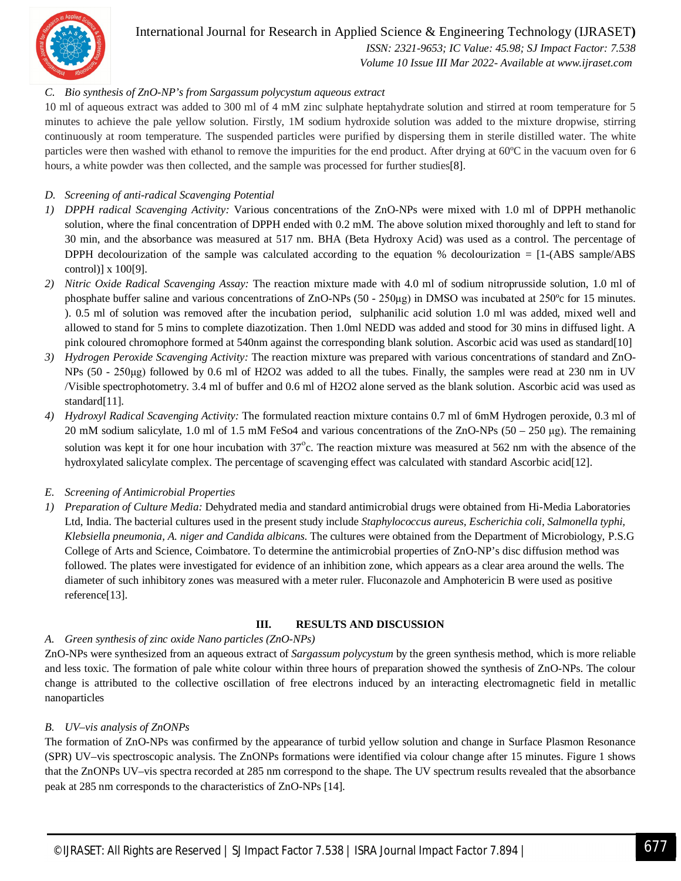### C. Bio synthesis of ZnO-NP's from Sargassum polycystum aqueous extract

10 ml of aqueous extract was added to 300 ml of 4 mM zinc sulphate heptahydrate solution and stirred at room temperature for 5 minutes to achieve the pale yellow solution. Firstly, 1M sodium hydroxide solution was added to the mixture dropwise, stirring continuously at room temperature. The suspended particles were purified by dispersing them in sterile distilled water. The white particles were then washed with ethanol to remove the impurities for the end product. After drying at 60ºC in the vacuum oven for 6 hours, a white powder was then collected, and the sample was processed for further studies[8].

### D. Screening of anti-radical Scavenging Potential

1) *DPPH radical Scavenging Activity:* Various concentrations of the ZnO-NPs were mixed with 1.0 ml of DPPH methanolic solution, where the final concentration of DPPH ended with 0.2 mM. The above solution mixed thoroughly and left to stand for 30 min, and the absorbance was measured at 517 nm. BHA (Beta Hydroxy Acid) was used as a control. The percentage of DPPH decolourization of the sample was calculated according to the equation % decolourization = [1-(ABS sample/ABS control)] x 100[9].
2) *Nitric Oxide Radical Scavenging Assay:* The reaction mixture made with 4.0 ml of sodium nitroprusside solution, 1.0 ml of phosphate buffer saline and various concentrations of ZnO-NPs (50 - 250µg) in DMSO was incubated at 250ºc for 15 minutes. ). 0.5 ml of solution was removed after the incubation period, sulphanilic acid solution 1.0 ml was added, mixed well and allowed to stand for 5 mins to complete diazotization. Then 1.0ml NEDD was added and stood for 30 mins in diffused light. A pink coloured chromophore formed at 540nm against the corresponding blank solution. Ascorbic acid was used as standard[10]
3) *Hydrogen Peroxide Scavenging Activity:* The reaction mixture was prepared with various concentrations of standard and ZnO-NPs (50 - 250µg) followed by 0.6 ml of $H_2O_2$ was added to all the tubes. Finally, the samples were read at 230 nm in UV /Visible spectrophotometry. 3.4 ml of buffer and 0.6 ml of $H_2O_2$ alone served as the blank solution. Ascorbic acid was used as standard[11].
4) *Hydroxyl Radical Scavenging Activity:* The formulated reaction mixture contains 0.7 ml of 6mM Hydrogen peroxide, 0.3 ml of 20 mM sodium salicylate, 1.0 ml of 1.5 mM $FeSo_4$ and various concentrations of the ZnO-NPs (50 – 250 µg). The remaining solution was kept it for one hour incubation with 37$^{o}$c. The reaction mixture was measured at 562 nm with the absence of the hydroxylated salicylate complex. The percentage of scavenging effect was calculated with standard Ascorbic acid[12].

### E. Screening of Antimicrobial Properties

1) *Preparation of Culture Media:* Dehydrated media and standard antimicrobial drugs were obtained from Hi-Media Laboratories Ltd, India. The bacterial cultures used in the present study include *Staphylococcus aureus, Escherichia coli, Salmonella typhi, Klebsiella pneumonia, A. niger and Candida albicans.* The cultures were obtained from the Department of Microbiology, P.S.G College of Arts and Science, Coimbatore. To determine the antimicrobial properties of ZnO-NP's disc diffusion method was followed. The plates were investigated for evidence of an inhibition zone, which appears as a clear area around the wells. The diameter of such inhibitory zones was measured with a meter ruler. Fluconazole and Amphotericin B were used as positive reference[13].

## III. RESULTS AND DISCUSSION

### A. Green synthesis of zinc oxide Nano particles (ZnO-NPs)

ZnO-NPs were synthesized from an aqueous extract of *Sargassum polycystum* by the green synthesis method, which is more reliable and less toxic. The formation of pale white colour within three hours of preparation showed the synthesis of ZnO-NPs. The colour change is attributed to the collective oscillation of free electrons induced by an interacting electromagnetic field in metallic nanoparticles

### B. UV–vis analysis of ZnONPs

The formation of ZnO-NPs was confirmed by the appearance of turbid yellow solution and change in Surface Plasmon Resonance (SPR) UV–vis spectroscopic analysis. The ZnONPs formations were identified via colour change after 15 minutes. Figure 1 shows that the ZnONPs UV–vis spectra recorded at 285 nm correspond to the shape. The UV spectrum results revealed that the absorbance peak at 285 nm corresponds to the characteristics of ZnO-NPs [14].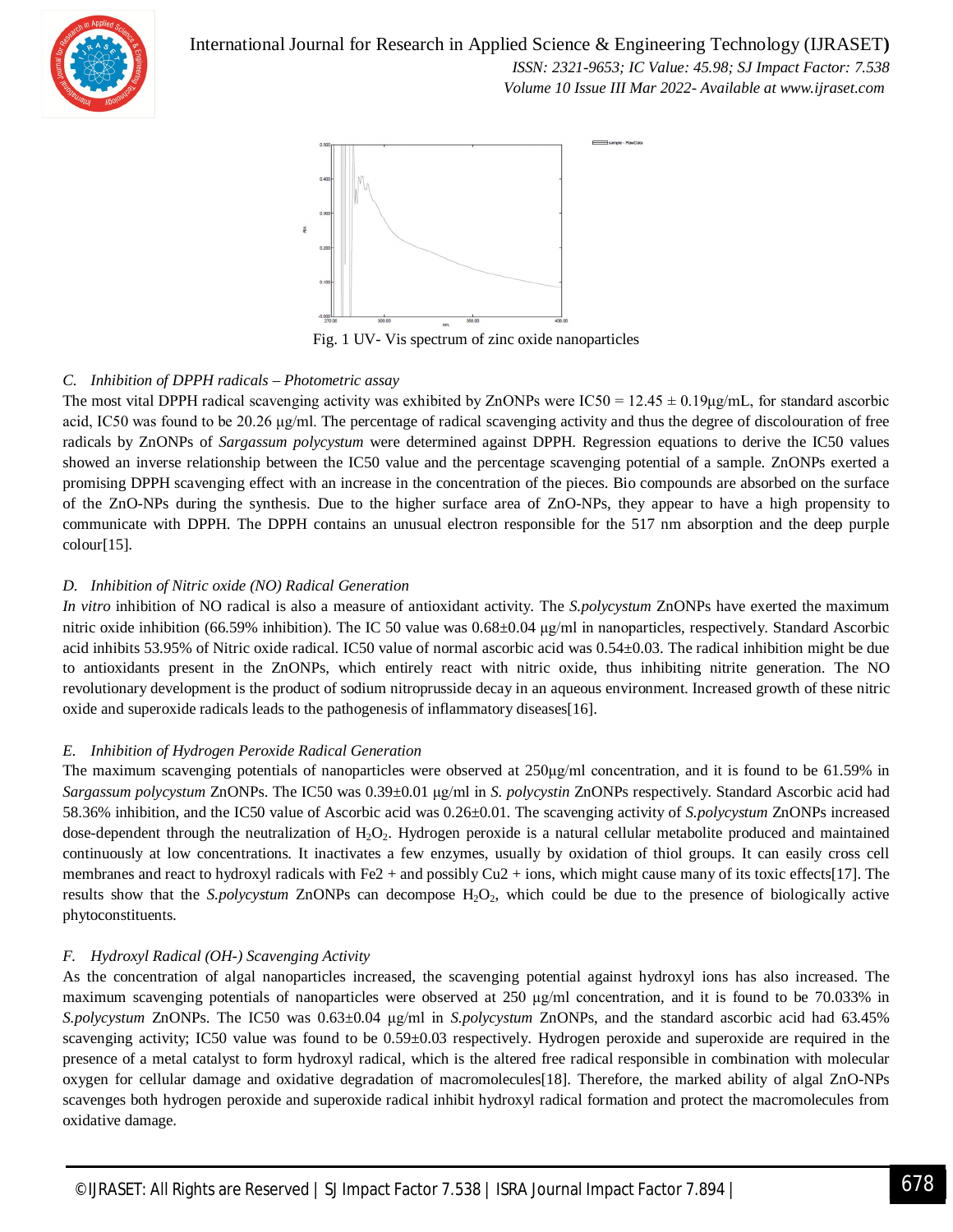Fig. 1 UV- Vis spectrum of zinc oxide nanoparticles

### C. *Inhibition of DPPH radicals – Photometric assay*

The most vital DPPH radical scavenging activity was exhibited by ZnONPs were IC50 = 12.45 ± 0.19μg/mL, for standard ascorbic acid, IC50 was found to be 20.26 μg/ml. The percentage of radical scavenging activity and thus the degree of discolouration of free radicals by ZnONPs of *Sargassum polycystum* were determined against DPPH. Regression equations to derive the IC50 values showed an inverse relationship between the IC50 value and the percentage scavenging potential of a sample. ZnONPs exerted a promising DPPH scavenging effect with an increase in the concentration of the pieces. Bio compounds are absorbed on the surface of the ZnO-NPs during the synthesis. Due to the higher surface area of ZnO-NPs, they appear to have a high propensity to communicate with DPPH. The DPPH contains an unusual electron responsible for the 517 nm absorption and the deep purple colour[15].

### D. *Inhibition of Nitric oxide (NO) Radical Generation*

*In vitro* inhibition of NO radical is also a measure of antioxidant activity. The *S.polycystum* ZnONPs have exerted the maximum nitric oxide inhibition (66.59% inhibition). The IC 50 value was 0.68±0.04 μg/ml in nanoparticles, respectively. Standard Ascorbic acid inhibits 53.95% of Nitric oxide radical. IC50 value of normal ascorbic acid was 0.54±0.03. The radical inhibition might be due to antioxidants present in the ZnONPs, which entirely react with nitric oxide, thus inhibiting nitrite generation. The NO revolutionary development is the product of sodium nitroprusside decay in an aqueous environment. Increased growth of these nitric oxide and superoxide radicals leads to the pathogenesis of inflammatory diseases[16].

### E. *Inhibition of Hydrogen Peroxide Radical Generation*

The maximum scavenging potentials of nanoparticles were observed at 250μg/ml concentration, and it is found to be 61.59% in *Sargassum polycystum* ZnONPs. The IC50 was 0.39±0.01 μg/ml in *S. polycystin* ZnONPs respectively. Standard Ascorbic acid had 58.36% inhibition, and the IC50 value of Ascorbic acid was 0.26±0.01. The scavenging activity of *S.polycystum* ZnONPs increased dose-dependent through the neutralization of $H_2O_2$. Hydrogen peroxide is a natural cellular metabolite produced and maintained continuously at low concentrations. It inactivates a few enzymes, usually by oxidation of thiol groups. It can easily cross cell membranes and react to hydroxyl radicals with Fe2 + and possibly Cu2 + ions, which might cause many of its toxic effects[17]. The results show that the *S.polycystum* ZnONPs can decompose $H_2O_2$, which could be due to the presence of biologically active phytoconstituents.

### F. *Hydroxyl Radical (OH-) Scavenging Activity*

As the concentration of algal nanoparticles increased, the scavenging potential against hydroxyl ions has also increased. The maximum scavenging potentials of nanoparticles were observed at 250 μg/ml concentration, and it is found to be 70.033% in *S.polycystum* ZnONPs. The IC50 was 0.63±0.04 μg/ml in *S.polycystum* ZnONPs, and the standard ascorbic acid had 63.45% scavenging activity; IC50 value was found to be 0.59±0.03 respectively. Hydrogen peroxide and superoxide are required in the presence of a metal catalyst to form hydroxyl radical, which is the altered free radical responsible in combination with molecular oxygen for cellular damage and oxidative degradation of macromolecules[18]. Therefore, the marked ability of algal ZnO-NPs scavenges both hydrogen peroxide and superoxide radical inhibit hydroxyl radical formation and protect the macromolecules from oxidative damage.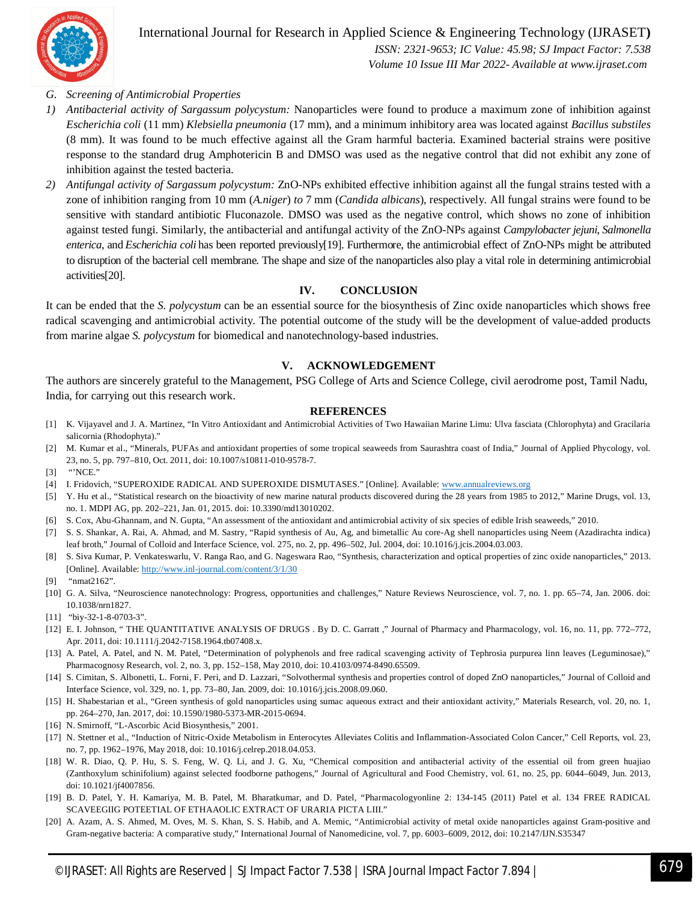*G. Screening of Antimicrobial Properties*

1) *Antibacterial activity of Sargassum polycystum:* Nanoparticles were found to produce a maximum zone of inhibition against *Escherichia coli* (11 mm) *Klebsiella pneumonia* (17 mm), and a minimum inhibitory area was located against *Bacillus substiles* (8 mm). It was found to be much effective against all the Gram harmful bacteria. Examined bacterial strains were positive response to the standard drug Amphotericin B and DMSO was used as the negative control that did not exhibit any zone of inhibition against the tested bacteria.
2) *Antifungal activity of Sargassum polycystum:* ZnO-NPs exhibited effective inhibition against all the fungal strains tested with a zone of inhibition ranging from 10 mm (*A.niger*) *to* 7 mm (*Candida albicans*), respectively. All fungal strains were found to be sensitive with standard antibiotic Fluconazole. DMSO was used as the negative control, which shows no zone of inhibition against tested fungi. Similarly, the antibacterial and antifungal activity of the ZnO-NPs against *Campylobacter jejuni, Salmonella enterica*, and *Escherichia coli* has been reported previously[19]. Furthermore, the antimicrobial effect of ZnO-NPs might be attributed to disruption of the bacterial cell membrane. The shape and size of the nanoparticles also play a vital role in determining antimicrobial activities[20].

## IV. CONCLUSION

It can be ended that the *S. polycystum* can be an essential source for the biosynthesis of Zinc oxide nanoparticles which shows free radical scavenging and antimicrobial activity. The potential outcome of the study will be the development of value-added products from marine algae *S. polycystum* for biomedical and nanotechnology-based industries.

## V. ACKNOWLEDGEMENT

The authors are sincerely grateful to the Management, PSG College of Arts and Science College, civil aerodrome post, Tamil Nadu, India, for carrying out this research work.

## REFERENCES

[1] K. Vijayavel and J. A. Martinez, "In Vitro Antioxidant and Antimicrobial Activities of Two Hawaiian Marine Limu: Ulva fasciata (Chlorophyta) and Gracilaria salicornia (Rhodophyta)."

[2] M. Kumar et al., "Minerals, PUFAs and antioxidant properties of some tropical seaweeds from Saurashtra coast of India," Journal of Applied Phycology, vol. 23, no. 5, pp. 797–810, Oct. 2011, doi: 10.1007/s10811-010-9578-7.

[3] "'NCE."

[4] I. Fridovich, "SUPEROXIDE RADICAL AND SUPEROXIDE DISMUTASES." [Online]. Available: www.annualreviews.org

[5] Y. Hu et al., "Statistical research on the bioactivity of new marine natural products discovered during the 28 years from 1985 to 2012," Marine Drugs, vol. 13, no. 1. MDPI AG, pp. 202–221, Jan. 01, 2015. doi: 10.3390/md13010202.

[6] S. Cox, Abu-Ghannam, and N. Gupta, "An assessment of the antioxidant and antimicrobial activity of six species of edible Irish seaweeds," 2010.

[7] S. S. Shankar, A. Rai, A. Ahmad, and M. Sastry, "Rapid synthesis of Au, Ag, and bimetallic Au core-Ag shell nanoparticles using Neem (Azadirachta indica) leaf broth," Journal of Colloid and Interface Science, vol. 275, no. 2, pp. 496–502, Jul. 2004, doi: 10.1016/j.jcis.2004.03.003.

[8] S. Siva Kumar, P. Venkateswarlu, V. Ranga Rao, and G. Nageswara Rao, "Synthesis, characterization and optical properties of zinc oxide nanoparticles," 2013. [Online]. Available: http://www.inl-journal.com/content/3/1/30

[9] "nmat2162".

[10] G. A. Silva, "Neuroscience nanotechnology: Progress, opportunities and challenges," Nature Reviews Neuroscience, vol. 7, no. 1. pp. 65–74, Jan. 2006. doi: 10.1038/nrn1827.

[11] "biy-32-1-8-0703-3".

[12] E. I. Johnson, " THE QUANTITATIVE ANALYSIS OF DRUGS . By D. C. Garratt ," Journal of Pharmacy and Pharmacology, vol. 16, no. 11, pp. 772–772, Apr. 2011, doi: 10.1111/j.2042-7158.1964.tb07408.x.

[13] A. Patel, A. Patel, and N. M. Patel, "Determination of polyphenols and free radical scavenging activity of Tephrosia purpurea linn leaves (Leguminosae)," Pharmacognosy Research, vol. 2, no. 3, pp. 152–158, May 2010, doi: 10.4103/0974-8490.65509.

[14] S. Cimitan, S. Albonetti, L. Forni, F. Peri, and D. Lazzari, "Solvothermal synthesis and properties control of doped ZnO nanoparticles," Journal of Colloid and Interface Science, vol. 329, no. 1, pp. 73–80, Jan. 2009, doi: 10.1016/j.jcis.2008.09.060.

[15] H. Shabestarian et al., "Green synthesis of gold nanoparticles using sumac aqueous extract and their antioxidant activity," Materials Research, vol. 20, no. 1, pp. 264–270, Jan. 2017, doi: 10.1590/1980-5373-MR-2015-0694.

[16] N. Smirnoff, "L-Ascorbic Acid Biosynthesis," 2001.

[17] N. Stettner et al., "Induction of Nitric-Oxide Metabolism in Enterocytes Alleviates Colitis and Inflammation-Associated Colon Cancer," Cell Reports, vol. 23, no. 7, pp. 1962–1976, May 2018, doi: 10.1016/j.celrep.2018.04.053.

[18] W. R. Diao, Q. P. Hu, S. S. Feng, W. Q. Li, and J. G. Xu, "Chemical composition and antibacterial activity of the essential oil from green huajiao (Zanthoxylum schinifolium) against selected foodborne pathogens," Journal of Agricultural and Food Chemistry, vol. 61, no. 25, pp. 6044–6049, Jun. 2013, doi: 10.1021/jf4007856.

[19] B. D. Patel, Y. H. Kamariya, M. B. Patel, M. Bharatkumar, and D. Patel, "Pharmacologyonline 2: 134-145 (2011) Patel et al. 134 FREE RADICAL SCAVEEGIIG POTEETIAL OF ETHAAOLIC EXTRACT OF URARIA PICTA LIII."

[20] A. Azam, A. S. Ahmed, M. Oves, M. S. Khan, S. S. Habib, and A. Memic, "Antimicrobial activity of metal oxide nanoparticles against Gram-positive and Gram-negative bacteria: A comparative study," International Journal of Nanomedicine, vol. 7, pp. 6003–6009, 2012, doi: 10.2147/IJN.S35347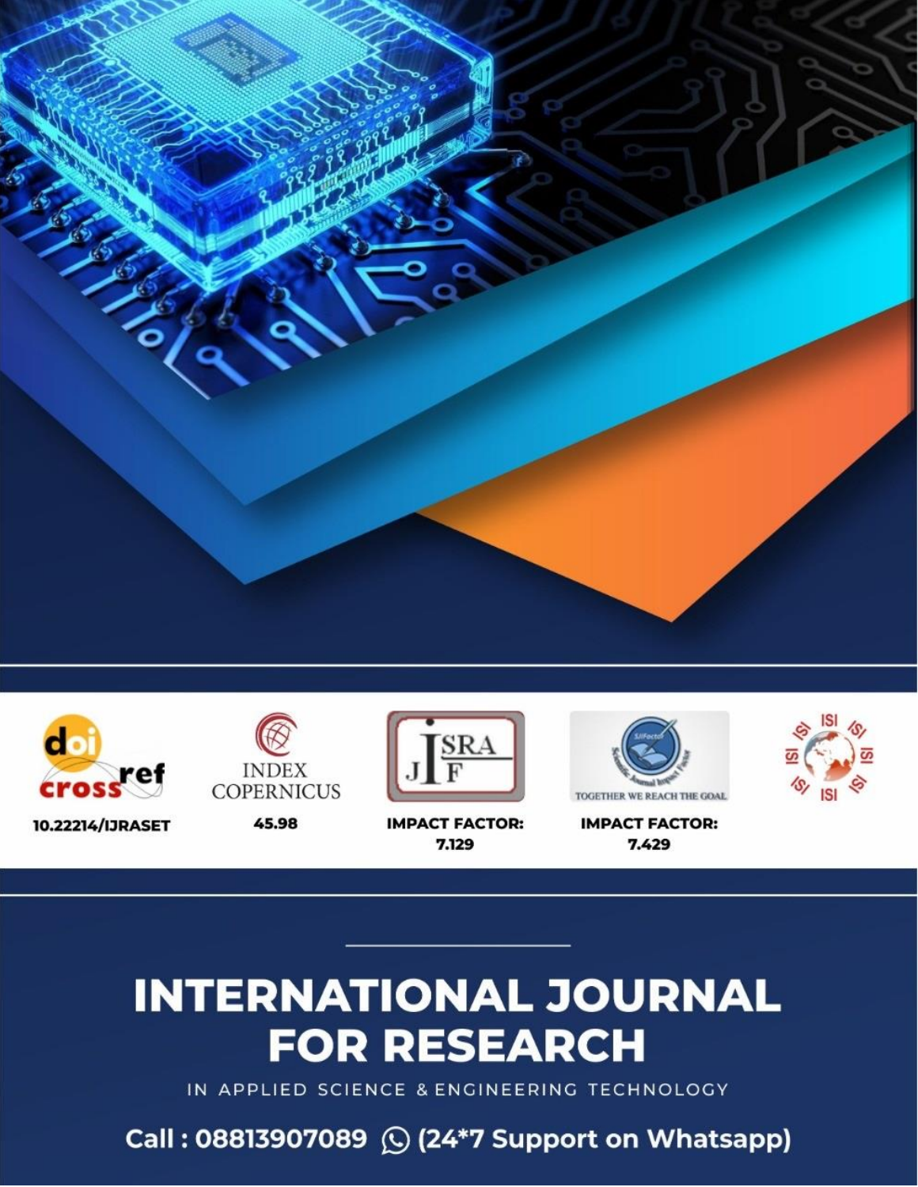10.22214/IJRASET

INDEX COPERNICUS

45.98

IMPACT FACTOR: 7.129

IMPACT FACTOR: 7.429

# INTERNATIONAL JOURNAL FOR RESEARCH

IN APPLIED SCIENCE & ENGINEERING TECHNOLOGY

Call : 08813907089 (24*7 Support on Whatsapp)